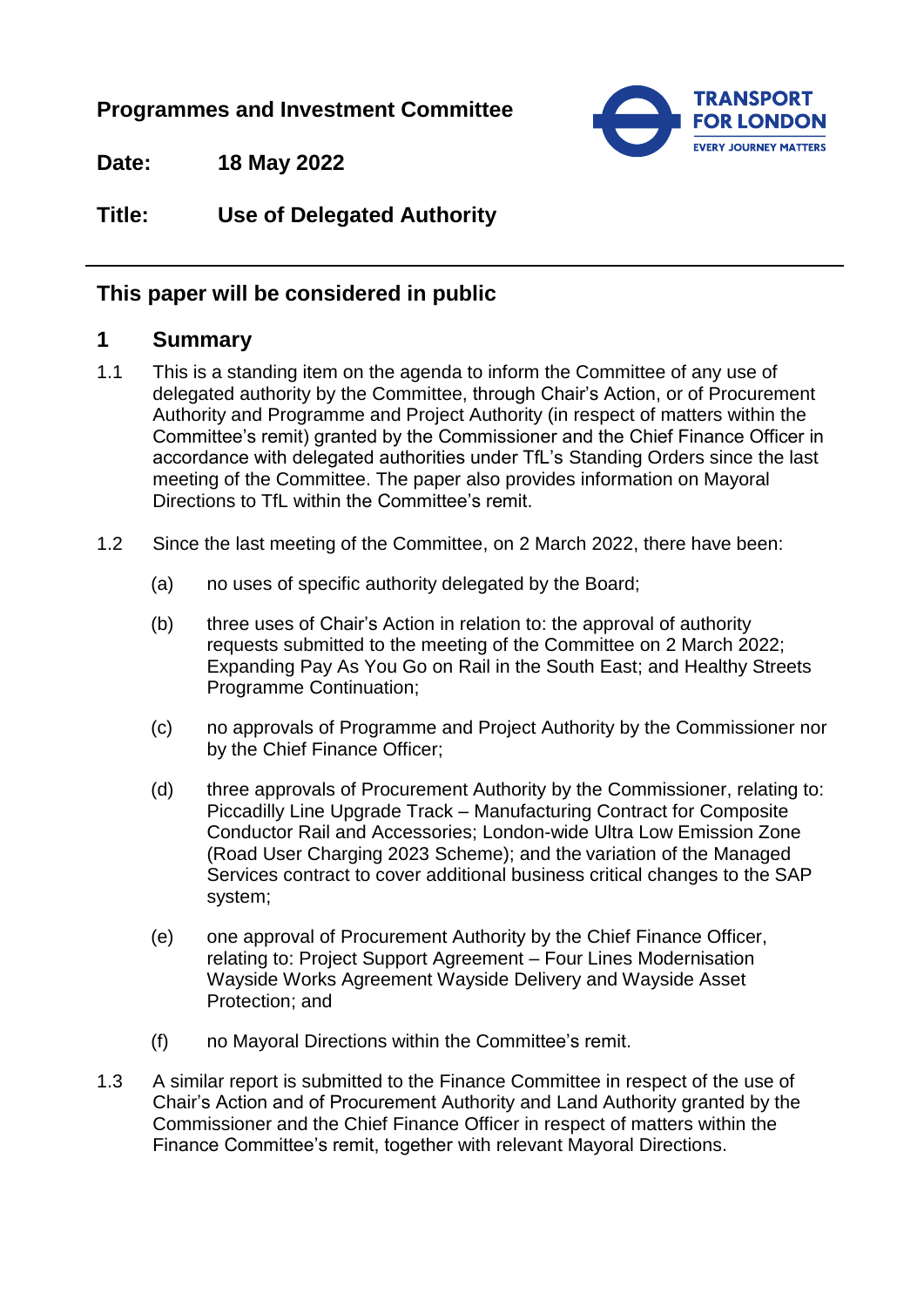**Programmes and Investment Committee**

**Date:** 18 May 2022

**Title:** Use of Delegated Authority

---

## This paper will be considered in public

## 1 Summary

1.1 This is a standing item on the agenda to inform the Committee of any use of delegated authority by the Committee, through Chair's Action, or of Procurement Authority and Programme and Project Authority (in respect of matters within the Committee's remit) granted by the Commissioner and the Chief Finance Officer in accordance with delegated authorities under TfL's Standing Orders since the last meeting of the Committee. The paper also provides information on Mayoral Directions to TfL within the Committee's remit.

1.2 Since the last meeting of the Committee, on 2 March 2022, there have been:

(a) no uses of specific authority delegated by the Board;

(b) three uses of Chair's Action in relation to: the approval of authority requests submitted to the meeting of the Committee on 2 March 2022; Expanding Pay As You Go on Rail in the South East; and Healthy Streets Programme Continuation;

(c) no approvals of Programme and Project Authority by the Commissioner nor by the Chief Finance Officer;

(d) three approvals of Procurement Authority by the Commissioner, relating to: Piccadilly Line Upgrade Track – Manufacturing Contract for Composite Conductor Rail and Accessories; London-wide Ultra Low Emission Zone (Road User Charging 2023 Scheme); and the variation of the Managed Services contract to cover additional business critical changes to the SAP system;

(e) one approval of Procurement Authority by the Chief Finance Officer, relating to: Project Support Agreement – Four Lines Modernisation Wayside Works Agreement Wayside Delivery and Wayside Asset Protection; and

(f) no Mayoral Directions within the Committee's remit.

1.3 A similar report is submitted to the Finance Committee in respect of the use of Chair's Action and of Procurement Authority and Land Authority granted by the Commissioner and the Chief Finance Officer in respect of matters within the Finance Committee's remit, together with relevant Mayoral Directions.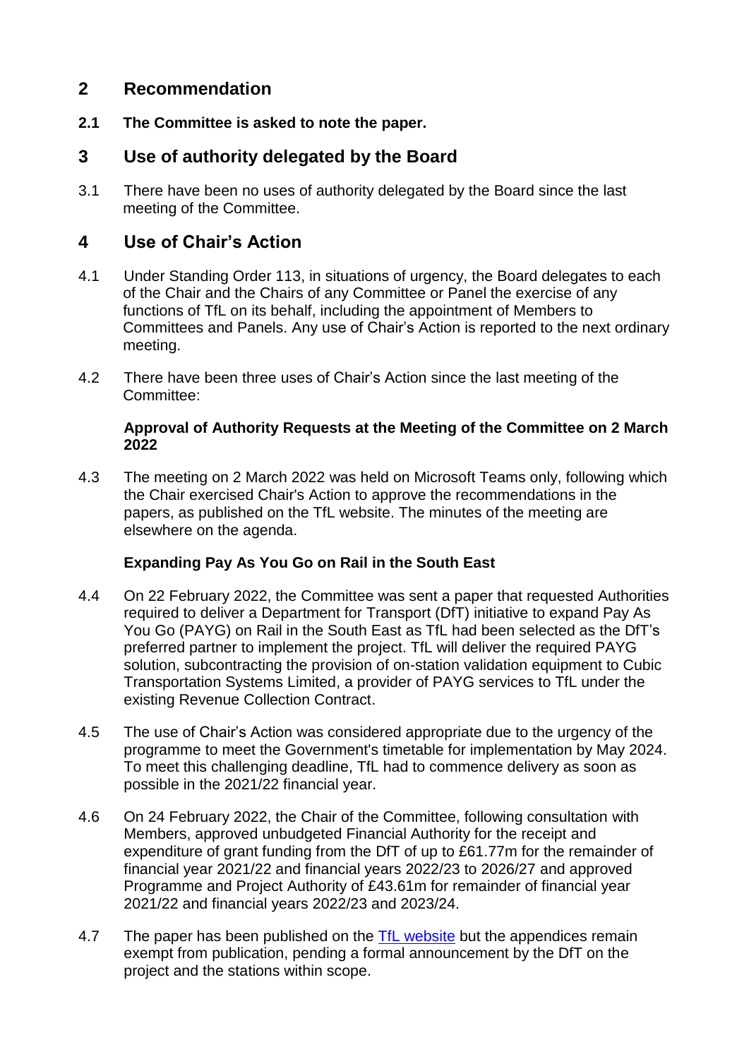## 2 Recommendation

**2.1 The Committee is asked to note the paper.**

## 3 Use of authority delegated by the Board

3.1 There have been no uses of authority delegated by the Board since the last meeting of the Committee.

## 4 Use of Chair's Action

4.1 Under Standing Order 113, in situations of urgency, the Board delegates to each of the Chair and the Chairs of any Committee or Panel the exercise of any functions of TfL on its behalf, including the appointment of Members to Committees and Panels. Any use of Chair's Action is reported to the next ordinary meeting.

4.2 There have been three uses of Chair's Action since the last meeting of the Committee:

**Approval of Authority Requests at the Meeting of the Committee on 2 March 2022**

4.3 The meeting on 2 March 2022 was held on Microsoft Teams only, following which the Chair exercised Chair's Action to approve the recommendations in the papers, as published on the TfL website. The minutes of the meeting are elsewhere on the agenda.

**Expanding Pay As You Go on Rail in the South East**

4.4 On 22 February 2022, the Committee was sent a paper that requested Authorities required to deliver a Department for Transport (DfT) initiative to expand Pay As You Go (PAYG) on Rail in the South East as TfL had been selected as the DfT's preferred partner to implement the project. TfL will deliver the required PAYG solution, subcontracting the provision of on-station validation equipment to Cubic Transportation Systems Limited, a provider of PAYG services to TfL under the existing Revenue Collection Contract.

4.5 The use of Chair's Action was considered appropriate due to the urgency of the programme to meet the Government's timetable for implementation by May 2024. To meet this challenging deadline, TfL had to commence delivery as soon as possible in the 2021/22 financial year.

4.6 On 24 February 2022, the Chair of the Committee, following consultation with Members, approved unbudgeted Financial Authority for the receipt and expenditure of grant funding from the DfT of up to £61.77m for the remainder of financial year 2021/22 and financial years 2022/23 to 2026/27 and approved Programme and Project Authority of £43.61m for remainder of financial year 2021/22 and financial years 2022/23 and 2023/24.

4.7 The paper has been published on the TfL website but the appendices remain exempt from publication, pending a formal announcement by the DfT on the project and the stations within scope.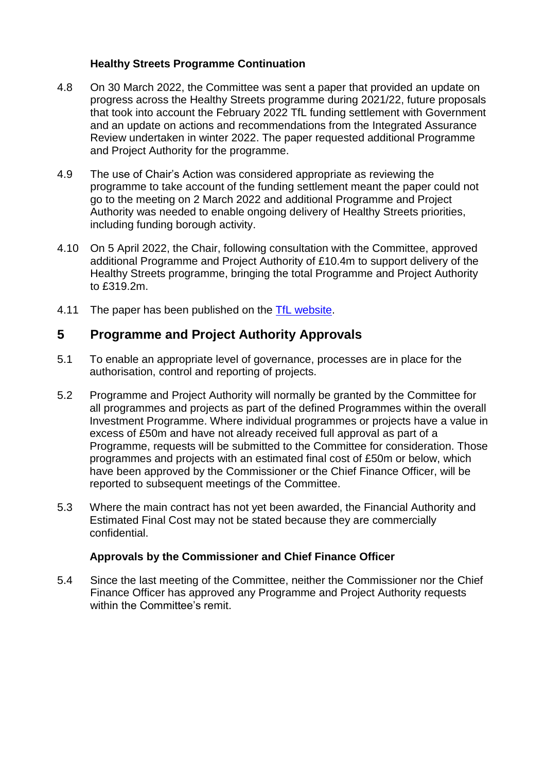### Healthy Streets Programme Continuation

4.8 On 30 March 2022, the Committee was sent a paper that provided an update on progress across the Healthy Streets programme during 2021/22, future proposals that took into account the February 2022 TfL funding settlement with Government and an update on actions and recommendations from the Integrated Assurance Review undertaken in winter 2022. The paper requested additional Programme and Project Authority for the programme.

4.9 The use of Chair's Action was considered appropriate as reviewing the programme to take account of the funding settlement meant the paper could not go to the meeting on 2 March 2022 and additional Programme and Project Authority was needed to enable ongoing delivery of Healthy Streets priorities, including funding borough activity.

4.10 On 5 April 2022, the Chair, following consultation with the Committee, approved additional Programme and Project Authority of £10.4m to support delivery of the Healthy Streets programme, bringing the total Programme and Project Authority to £319.2m.

4.11 The paper has been published on the TfL website.

## 5 Programme and Project Authority Approvals

5.1 To enable an appropriate level of governance, processes are in place for the authorisation, control and reporting of projects.

5.2 Programme and Project Authority will normally be granted by the Committee for all programmes and projects as part of the defined Programmes within the overall Investment Programme. Where individual programmes or projects have a value in excess of £50m and have not already received full approval as part of a Programme, requests will be submitted to the Committee for consideration. Those programmes and projects with an estimated final cost of £50m or below, which have been approved by the Commissioner or the Chief Finance Officer, will be reported to subsequent meetings of the Committee.

5.3 Where the main contract has not yet been awarded, the Financial Authority and Estimated Final Cost may not be stated because they are commercially confidential.

### Approvals by the Commissioner and Chief Finance Officer

5.4 Since the last meeting of the Committee, neither the Commissioner nor the Chief Finance Officer has approved any Programme and Project Authority requests within the Committee's remit.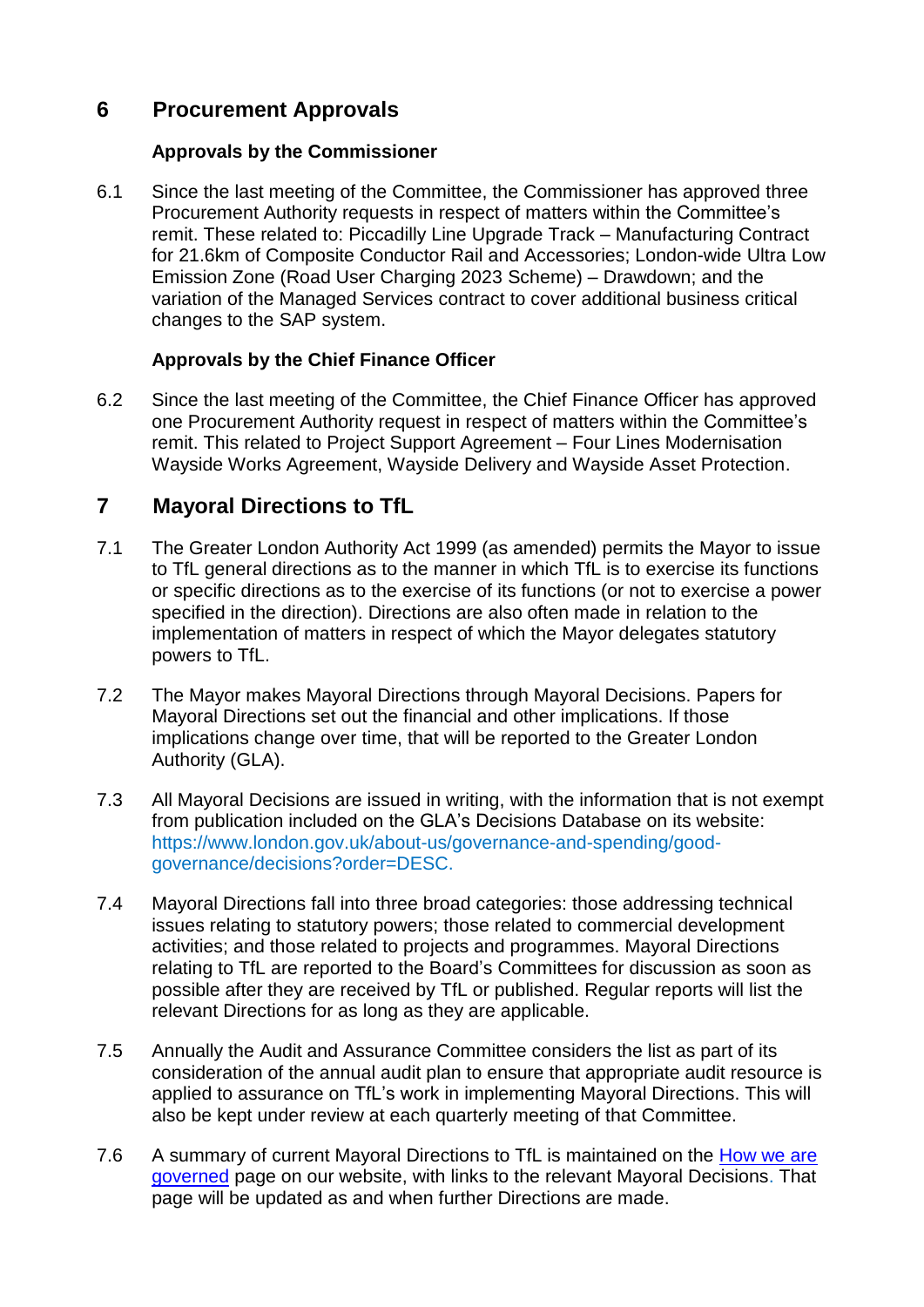## 6 Procurement Approvals

### Approvals by the Commissioner

6.1 Since the last meeting of the Committee, the Commissioner has approved three Procurement Authority requests in respect of matters within the Committee's remit. These related to: Piccadilly Line Upgrade Track – Manufacturing Contract for 21.6km of Composite Conductor Rail and Accessories; London-wide Ultra Low Emission Zone (Road User Charging 2023 Scheme) – Drawdown; and the variation of the Managed Services contract to cover additional business critical changes to the SAP system.

### Approvals by the Chief Finance Officer

6.2 Since the last meeting of the Committee, the Chief Finance Officer has approved one Procurement Authority request in respect of matters within the Committee's remit. This related to Project Support Agreement – Four Lines Modernisation Wayside Works Agreement, Wayside Delivery and Wayside Asset Protection.

## 7 Mayoral Directions to TfL

7.1 The Greater London Authority Act 1999 (as amended) permits the Mayor to issue to TfL general directions as to the manner in which TfL is to exercise its functions or specific directions as to the exercise of its functions (or not to exercise a power specified in the direction). Directions are also often made in relation to the implementation of matters in respect of which the Mayor delegates statutory powers to TfL.

7.2 The Mayor makes Mayoral Directions through Mayoral Decisions. Papers for Mayoral Directions set out the financial and other implications. If those implications change over time, that will be reported to the Greater London Authority (GLA).

7.3 All Mayoral Decisions are issued in writing, with the information that is not exempt from publication included on the GLA's Decisions Database on its website: https://www.london.gov.uk/about-us/governance-and-spending/good-governance/decisions?order=DESC.

7.4 Mayoral Directions fall into three broad categories: those addressing technical issues relating to statutory powers; those related to commercial development activities; and those related to projects and programmes. Mayoral Directions relating to TfL are reported to the Board's Committees for discussion as soon as possible after they are received by TfL or published. Regular reports will list the relevant Directions for as long as they are applicable.

7.5 Annually the Audit and Assurance Committee considers the list as part of its consideration of the annual audit plan to ensure that appropriate audit resource is applied to assurance on TfL's work in implementing Mayoral Directions. This will also be kept under review at each quarterly meeting of that Committee.

7.6 A summary of current Mayoral Directions to TfL is maintained on the How we are governed page on our website, with links to the relevant Mayoral Decisions. That page will be updated as and when further Directions are made.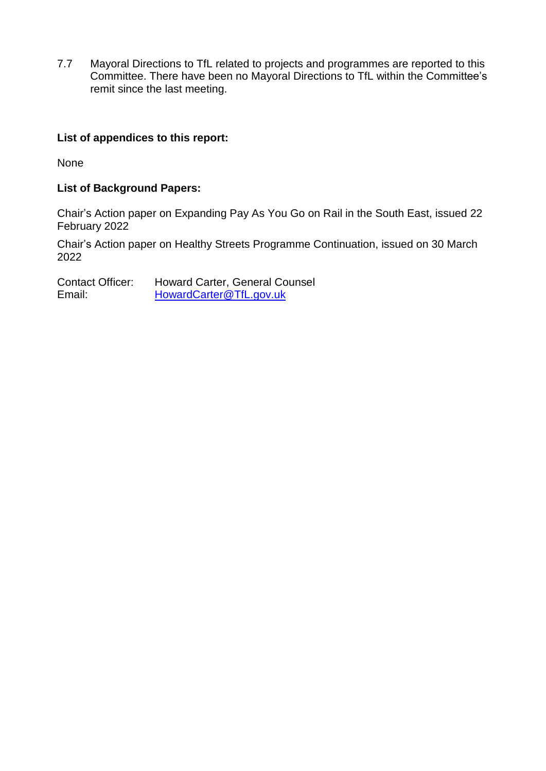7.7 Mayoral Directions to TfL related to projects and programmes are reported to this Committee. There have been no Mayoral Directions to TfL within the Committee's remit since the last meeting.

**List of appendices to this report:**

None

**List of Background Papers:**

Chair's Action paper on Expanding Pay As You Go on Rail in the South East, issued 22 February 2022

Chair's Action paper on Healthy Streets Programme Continuation, issued on 30 March 2022

Contact Officer: Howard Carter, General Counsel
Email: HowardCarter@TfL.gov.uk